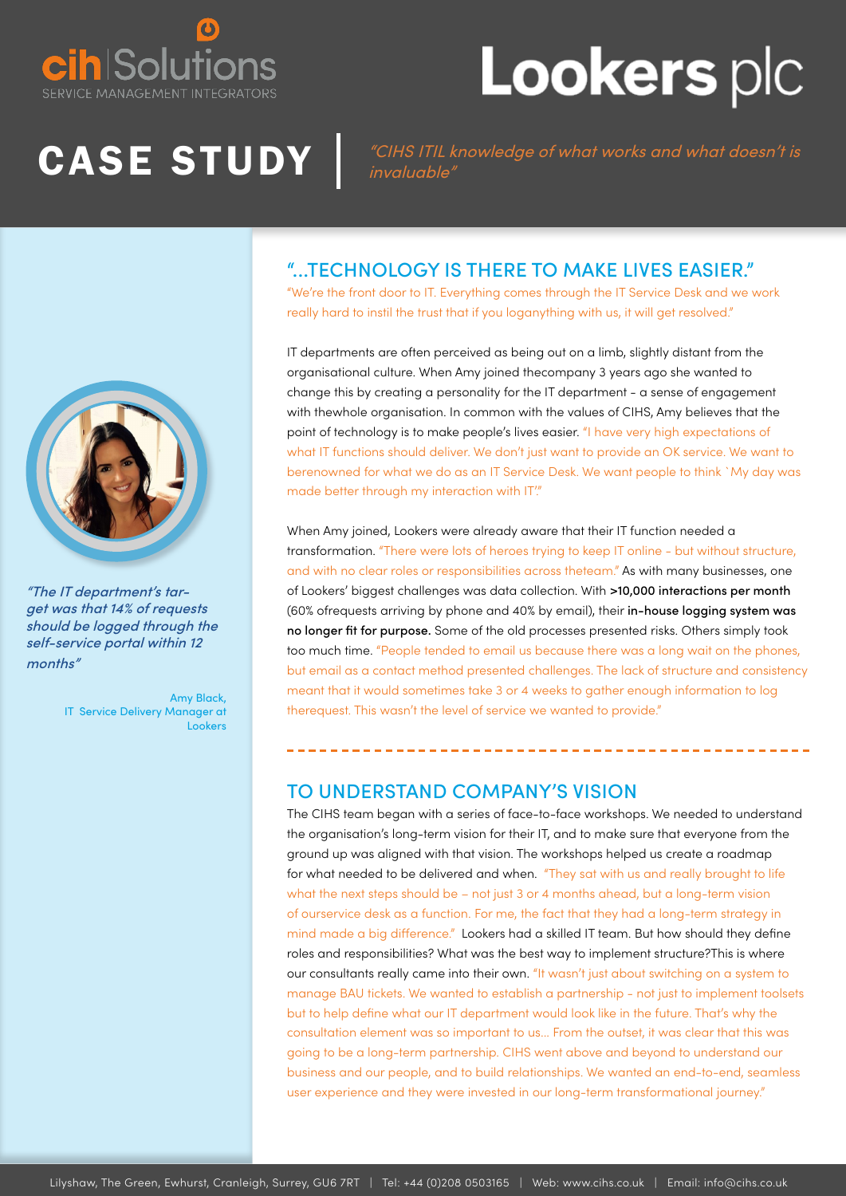cih Solutions
SERVICE MANAGEMENT INTEGRATORS

Lookers plc

# CASE STUDY

*"CIHS ITIL knowledge of what works and what doesn't is invaluable"*

*"The IT department's target was that 14% of requests should be logged through the self-service portal within 12 months"*

Amy Black,
IT Service Delivery Manager at Lookers

## "...TECHNOLOGY IS THERE TO MAKE LIVES EASIER."

"We're the front door to IT. Everything comes through the IT Service Desk and we work really hard to instil the trust that if you loganything with us, it will get resolved."

IT departments are often perceived as being out on a limb, slightly distant from the organisational culture. When Amy joined thecompany 3 years ago she wanted to change this by creating a personality for the IT department - a sense of engagement with thewhole organisation. In common with the values of CIHS, Amy believes that the point of technology is to make people's lives easier. "I have very high expectations of what IT functions should deliver. We don't just want to provide an OK service. We want to berenowned for what we do as an IT Service Desk. We want people to think `My day was made better through my interaction with IT'."

When Amy joined, Lookers were already aware that their IT function needed a transformation. "There were lots of heroes trying to keep IT online - but without structure, and with no clear roles or responsibilities across theteam." As with many businesses, one of Lookers' biggest challenges was data collection. With **>10,000 interactions per month** (60% ofrequests arriving by phone and 40% by email), their **in-house logging system was no longer fit for purpose.** Some of the old processes presented risks. Others simply took too much time. "People tended to email us because there was a long wait on the phones, but email as a contact method presented challenges. The lack of structure and consistency meant that it would sometimes take 3 or 4 weeks to gather enough information to log therequest. This wasn't the level of service we wanted to provide."

## TO UNDERSTAND COMPANY'S VISION

The CIHS team began with a series of face-to-face workshops. We needed to understand the organisation's long-term vision for their IT, and to make sure that everyone from the ground up was aligned with that vision. The workshops helped us create a roadmap for what needed to be delivered and when. "They sat with us and really brought to life what the next steps should be – not just 3 or 4 months ahead, but a long-term vision of ourservice desk as a function. For me, the fact that they had a long-term strategy in mind made a big difference." Lookers had a skilled IT team. But how should they define roles and responsibilities? What was the best way to implement structure?This is where our consultants really came into their own. "It wasn't just about switching on a system to manage BAU tickets. We wanted to establish a partnership - not just to implement toolsets but to help define what our IT department would look like in the future. That's why the consultation element was so important to us... From the outset, it was clear that this was going to be a long-term partnership. CIHS went above and beyond to understand our business and our people, and to build relationships. We wanted an end-to-end, seamless user experience and they were invested in our long-term transformational journey."

Lilyshaw, The Green, Ewhurst, Cranleigh, Surrey, GU6 7RT | Tel: +44 (0)208 0503165 | Web: www.cihs.co.uk | Email: info@cihs.co.uk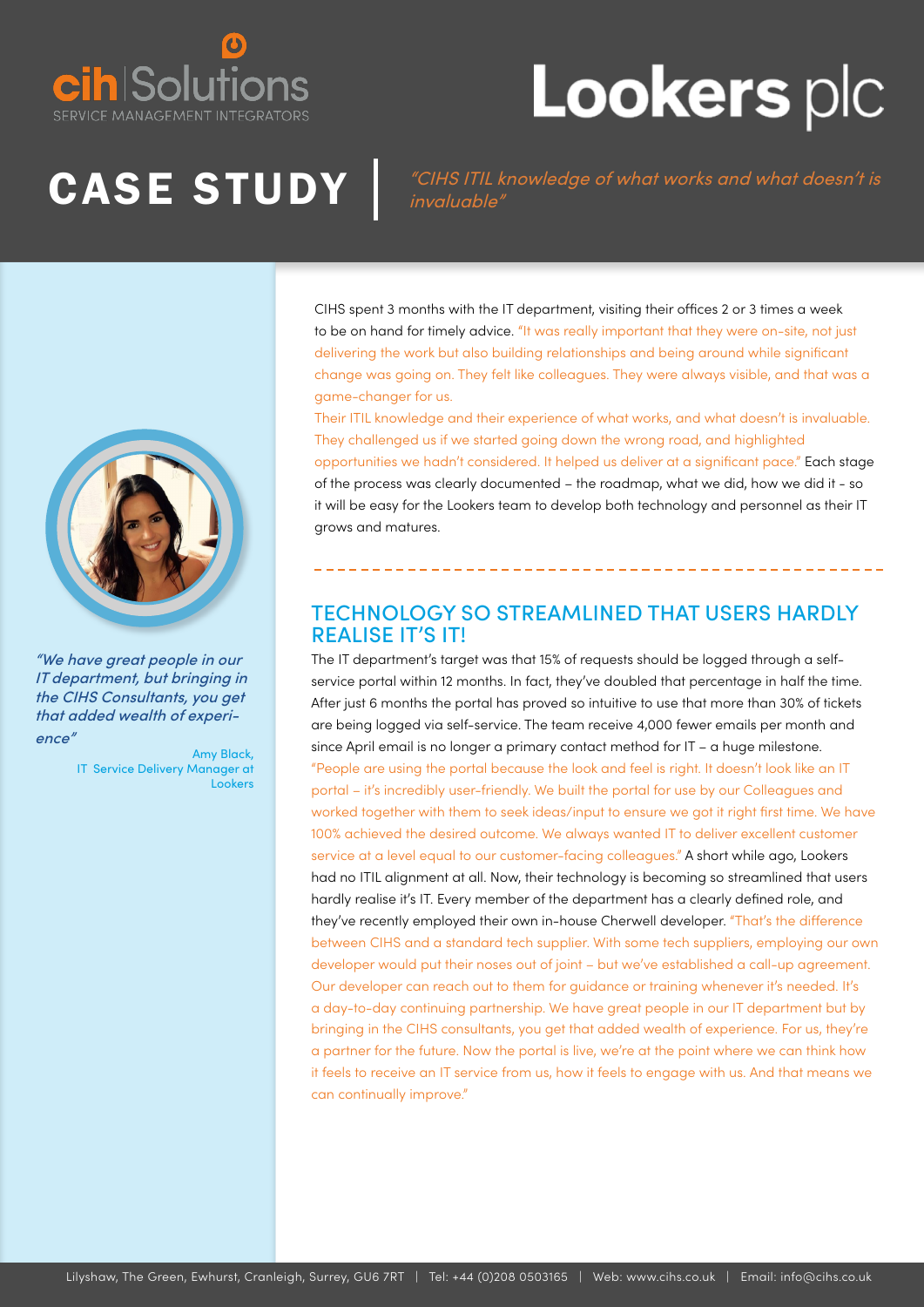# CASE STUDY

*"CIHS ITIL knowledge of what works and what doesn't is invaluable"*

CIHS spent 3 months with the IT department, visiting their offices 2 or 3 times a week to be on hand for timely advice. "It was really important that they were on-site, not just delivering the work but also building relationships and being around while significant change was going on. They felt like colleagues. They were always visible, and that was a game-changer for us.

Their ITIL knowledge and their experience of what works, and what doesn't is invaluable. They challenged us if we started going down the wrong road, and highlighted opportunities we hadn't considered. It helped us deliver at a significant pace." Each stage of the process was clearly documented – the roadmap, what we did, how we did it - so it will be easy for the Lookers team to develop both technology and personnel as their IT grows and matures.

*"We have great people in our IT department, but bringing in the CIHS Consultants, you get that added wealth of experience"*

Amy Black,
IT Service Delivery Manager at Lookers

## TECHNOLOGY SO STREAMLINED THAT USERS HARDLY REALISE IT'S IT!

The IT department's target was that 15% of requests should be logged through a self-service portal within 12 months. In fact, they've doubled that percentage in half the time. After just 6 months the portal has proved so intuitive to use that more than 30% of tickets are being logged via self-service. The team receive 4,000 fewer emails per month and since April email is no longer a primary contact method for IT – a huge milestone. "People are using the portal because the look and feel is right. It doesn't look like an IT portal – it's incredibly user-friendly. We built the portal for use by our Colleagues and worked together with them to seek ideas/input to ensure we got it right first time. We have 100% achieved the desired outcome. We always wanted IT to deliver excellent customer service at a level equal to our customer-facing colleagues." A short while ago, Lookers had no ITIL alignment at all. Now, their technology is becoming so streamlined that users hardly realise it's IT. Every member of the department has a clearly defined role, and they've recently employed their own in-house Cherwell developer. "That's the difference between CIHS and a standard tech supplier. With some tech suppliers, employing our own developer would put their noses out of joint – but we've established a call-up agreement. Our developer can reach out to them for guidance or training whenever it's needed. It's a day-to-day continuing partnership. We have great people in our IT department but by bringing in the CIHS consultants, you get that added wealth of experience. For us, they're a partner for the future. Now the portal is live, we're at the point where we can think how it feels to receive an IT service from us, how it feels to engage with us. And that means we can continually improve."

Lilyshaw, The Green, Ewhurst, Cranleigh, Surrey, GU6 7RT | Tel: +44 (0)208 0503165 | Web: www.cihs.co.uk | Email: info@cihs.co.uk